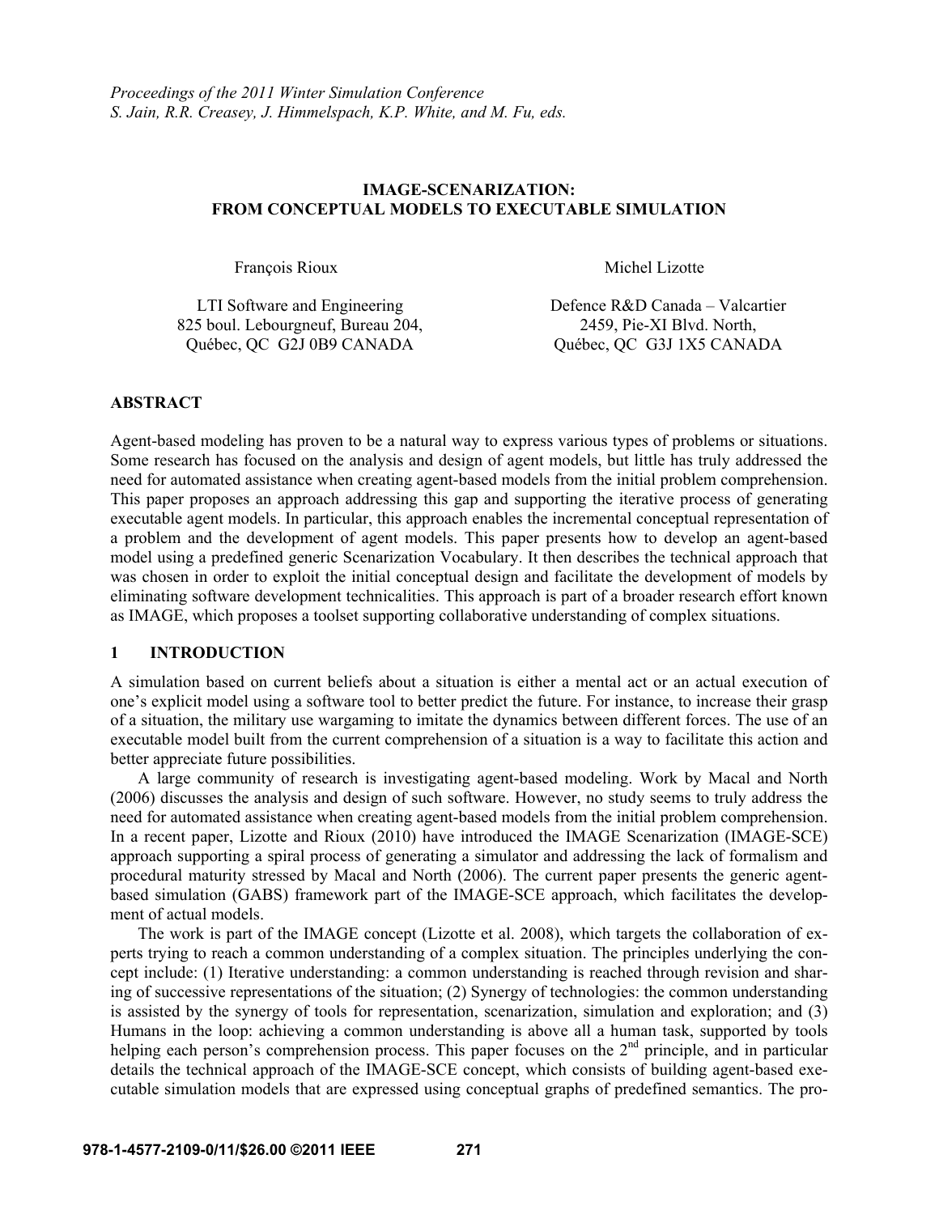*Proceedings of the 2011 Winter Simulation Conference*
*S. Jain, R.R. Creasey, J. Himmelspach, K.P. White, and M. Fu, eds.*

# IMAGE-SCENARIZATION: FROM CONCEPTUAL MODELS TO EXECUTABLE SIMULATION

François Rioux

LTI Software and Engineering
825 boul. Lebourgneuf, Bureau 204,
Québec, QC G2J 0B9 CANADA

Michel Lizotte

Defence R&D Canada – Valcartier
2459, Pie-XI Blvd. North,
Québec, QC G3J 1X5 CANADA

## ABSTRACT

Agent-based modeling has proven to be a natural way to express various types of problems or situations. Some research has focused on the analysis and design of agent models, but little has truly addressed the need for automated assistance when creating agent-based models from the initial problem comprehension. This paper proposes an approach addressing this gap and supporting the iterative process of generating executable agent models. In particular, this approach enables the incremental conceptual representation of a problem and the development of agent models. This paper presents how to develop an agent-based model using a predefined generic Scenarization Vocabulary. It then describes the technical approach that was chosen in order to exploit the initial conceptual design and facilitate the development of models by eliminating software development technicalities. This approach is part of a broader research effort known as IMAGE, which proposes a toolset supporting collaborative understanding of complex situations.

## 1 INTRODUCTION

A simulation based on current beliefs about a situation is either a mental act or an actual execution of one's explicit model using a software tool to better predict the future. For instance, to increase their grasp of a situation, the military use wargaming to imitate the dynamics between different forces. The use of an executable model built from the current comprehension of a situation is a way to facilitate this action and better appreciate future possibilities.

A large community of research is investigating agent-based modeling. Work by Macal and North (2006) discusses the analysis and design of such software. However, no study seems to truly address the need for automated assistance when creating agent-based models from the initial problem comprehension. In a recent paper, Lizotte and Rioux (2010) have introduced the IMAGE Scenarization (IMAGE-SCE) approach supporting a spiral process of generating a simulator and addressing the lack of formalism and procedural maturity stressed by Macal and North (2006). The current paper presents the generic agent-based simulation (GABS) framework part of the IMAGE-SCE approach, which facilitates the development of actual models.

The work is part of the IMAGE concept (Lizotte et al. 2008), which targets the collaboration of experts trying to reach a common understanding of a complex situation. The principles underlying the concept include: (1) Iterative understanding: a common understanding is reached through revision and sharing of successive representations of the situation; (2) Synergy of technologies: the common understanding is assisted by the synergy of tools for representation, scenarization, simulation and exploration; and (3) Humans in the loop: achieving a common understanding is above all a human task, supported by tools helping each person's comprehension process. This paper focuses on the 2nd principle, and in particular details the technical approach of the IMAGE-SCE concept, which consists of building agent-based executable simulation models that are expressed using conceptual graphs of predefined semantics. The pro-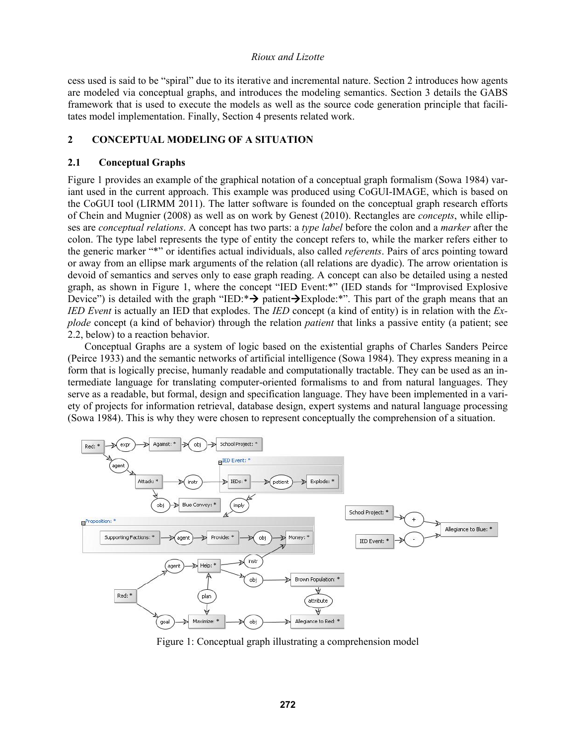cess used is said to be "spiral" due to its iterative and incremental nature. Section 2 introduces how agents are modeled via conceptual graphs, and introduces the modeling semantics. Section 3 details the GABS framework that is used to execute the models as well as the source code generation principle that facilitates model implementation. Finally, Section 4 presents related work.

## 2 CONCEPTUAL MODELING OF A SITUATION

### 2.1 Conceptual Graphs

Figure 1 provides an example of the graphical notation of a conceptual graph formalism (Sowa 1984) variant used in the current approach. This example was produced using CoGUI-IMAGE, which is based on the CoGUI tool (LIRMM 2011). The latter software is founded on the conceptual graph research efforts of Chein and Mugnier (2008) as well as on work by Genest (2010). Rectangles are *concepts*, while ellipses are *conceptual relations*. A concept has two parts: a *type label* before the colon and a *marker* after the colon. The type label represents the type of entity the concept refers to, while the marker refers either to the generic marker "*" or identifies actual individuals, also called *referents*. Pairs of arcs pointing toward or away from an ellipse mark arguments of the relation (all relations are dyadic). The arrow orientation is devoid of semantics and serves only to ease graph reading. A concept can also be detailed using a nested graph, as shown in Figure 1, where the concept "IED Event:*" (IED stands for "Improvised Explosive Device") is detailed with the graph "IED:*→ patient→Explode:*". This part of the graph means that an *IED Event* is actually an IED that explodes. The *IED* concept (a kind of entity) is in relation with the *Explode* concept (a kind of behavior) through the relation *patient* that links a passive entity (a patient; see 2.2, below) to a reaction behavior.

Conceptual Graphs are a system of logic based on the existential graphs of Charles Sanders Peirce (Peirce 1933) and the semantic networks of artificial intelligence (Sowa 1984). They express meaning in a form that is logically precise, humanly readable and computationally tractable. They can be used as an intermediate language for translating computer-oriented formalisms to and from natural languages. They serve as a readable, but formal, design and specification language. They have been implemented in a variety of projects for information retrieval, database design, expert systems and natural language processing (Sowa 1984). This is why they were chosen to represent conceptually the comprehension of a situation.

Figure 1: Conceptual graph illustrating a comprehension model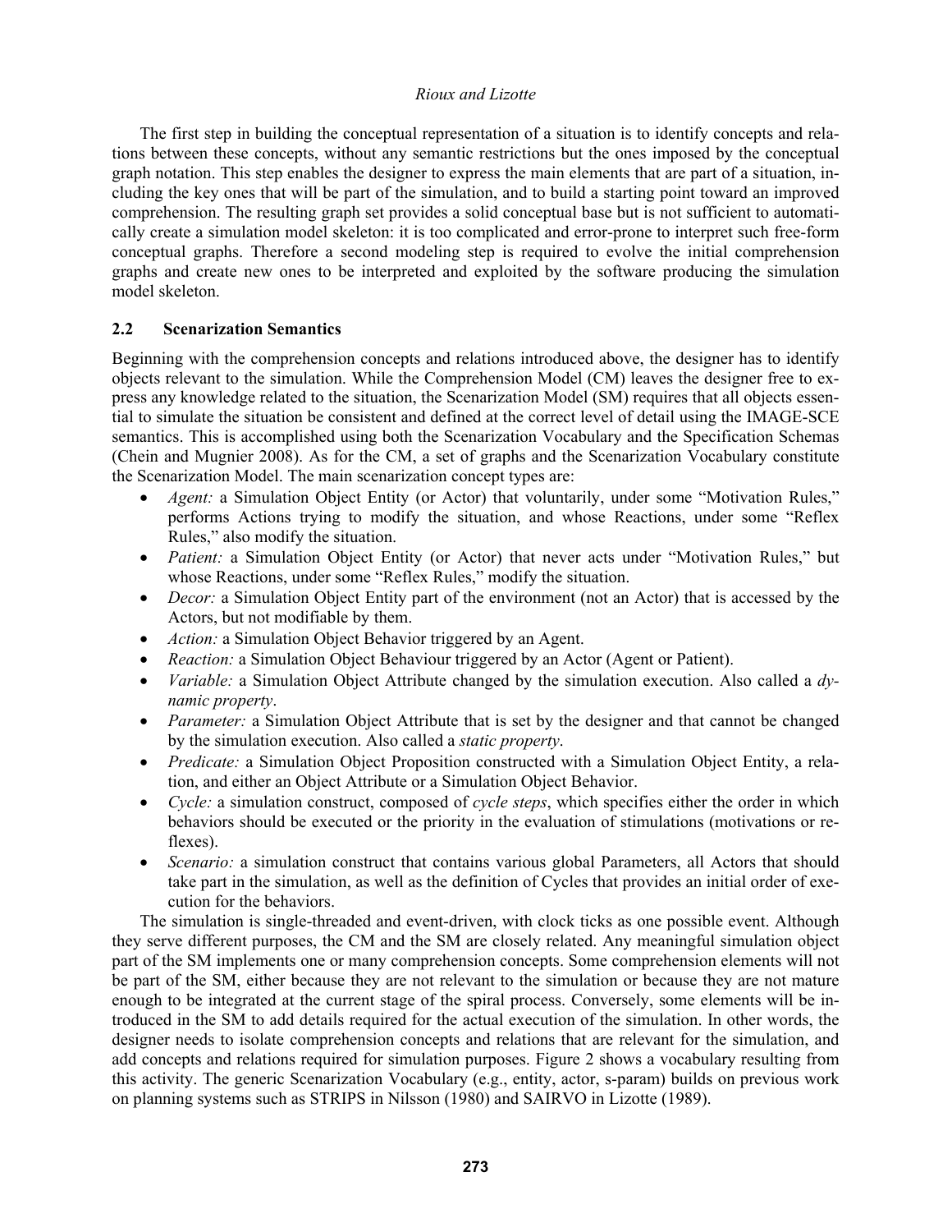The first step in building the conceptual representation of a situation is to identify concepts and relations between these concepts, without any semantic restrictions but the ones imposed by the conceptual graph notation. This step enables the designer to express the main elements that are part of a situation, including the key ones that will be part of the simulation, and to build a starting point toward an improved comprehension. The resulting graph set provides a solid conceptual base but is not sufficient to automatically create a simulation model skeleton: it is too complicated and error-prone to interpret such free-form conceptual graphs. Therefore a second modeling step is required to evolve the initial comprehension graphs and create new ones to be interpreted and exploited by the software producing the simulation model skeleton.

## 2.2 Scenarization Semantics

Beginning with the comprehension concepts and relations introduced above, the designer has to identify objects relevant to the simulation. While the Comprehension Model (CM) leaves the designer free to express any knowledge related to the situation, the Scenarization Model (SM) requires that all objects essential to simulate the situation be consistent and defined at the correct level of detail using the IMAGE-SCE semantics. This is accomplished using both the Scenarization Vocabulary and the Specification Schemas (Chein and Mugnier 2008). As for the CM, a set of graphs and the Scenarization Vocabulary constitute the Scenarization Model. The main scenarization concept types are:

- *Agent:* a Simulation Object Entity (or Actor) that voluntarily, under some "Motivation Rules," performs Actions trying to modify the situation, and whose Reactions, under some "Reflex Rules," also modify the situation.
- *Patient:* a Simulation Object Entity (or Actor) that never acts under "Motivation Rules," but whose Reactions, under some "Reflex Rules," modify the situation.
- *Decor:* a Simulation Object Entity part of the environment (not an Actor) that is accessed by the Actors, but not modifiable by them.
- *Action:* a Simulation Object Behavior triggered by an Agent.
- *Reaction:* a Simulation Object Behaviour triggered by an Actor (Agent or Patient).
- *Variable:* a Simulation Object Attribute changed by the simulation execution. Also called a *dynamic property*.
- *Parameter:* a Simulation Object Attribute that is set by the designer and that cannot be changed by the simulation execution. Also called a *static property*.
- *Predicate:* a Simulation Object Proposition constructed with a Simulation Object Entity, a relation, and either an Object Attribute or a Simulation Object Behavior.
- *Cycle:* a simulation construct, composed of *cycle steps*, which specifies either the order in which behaviors should be executed or the priority in the evaluation of stimulations (motivations or reflexes).
- *Scenario:* a simulation construct that contains various global Parameters, all Actors that should take part in the simulation, as well as the definition of Cycles that provides an initial order of execution for the behaviors.

The simulation is single-threaded and event-driven, with clock ticks as one possible event. Although they serve different purposes, the CM and the SM are closely related. Any meaningful simulation object part of the SM implements one or many comprehension concepts. Some comprehension elements will not be part of the SM, either because they are not relevant to the simulation or because they are not mature enough to be integrated at the current stage of the spiral process. Conversely, some elements will be introduced in the SM to add details required for the actual execution of the simulation. In other words, the designer needs to isolate comprehension concepts and relations that are relevant for the simulation, and add concepts and relations required for simulation purposes. Figure 2 shows a vocabulary resulting from this activity. The generic Scenarization Vocabulary (e.g., entity, actor, s-param) builds on previous work on planning systems such as STRIPS in Nilsson (1980) and SAIRVO in Lizotte (1989).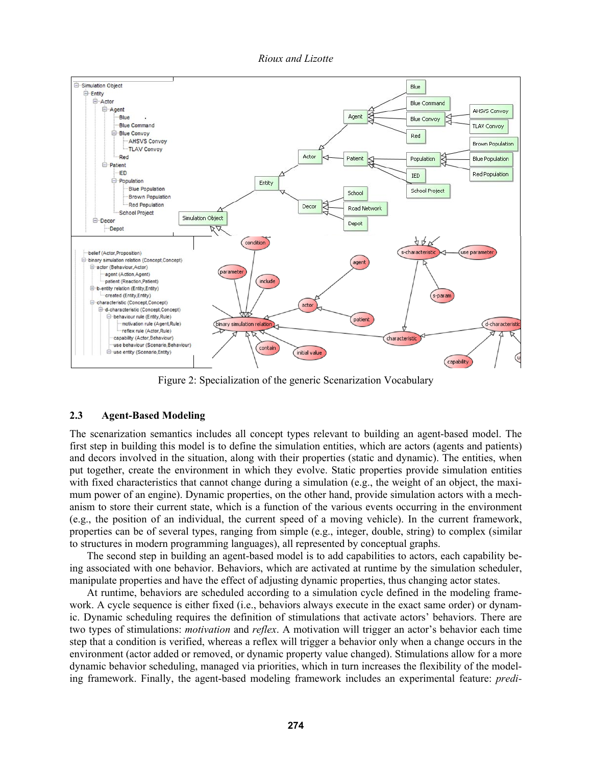Figure 2: Specialization of the generic Scenarization Vocabulary

### 2.3 Agent-Based Modeling

The scenarization semantics includes all concept types relevant to building an agent-based model. The first step in building this model is to define the simulation entities, which are actors (agents and patients) and decors involved in the situation, along with their properties (static and dynamic). The entities, when put together, create the environment in which they evolve. Static properties provide simulation entities with fixed characteristics that cannot change during a simulation (e.g., the weight of an object, the maximum power of an engine). Dynamic properties, on the other hand, provide simulation actors with a mechanism to store their current state, which is a function of the various events occurring in the environment (e.g., the position of an individual, the current speed of a moving vehicle). In the current framework, properties can be of several types, ranging from simple (e.g., integer, double, string) to complex (similar to structures in modern programming languages), all represented by conceptual graphs.

The second step in building an agent-based model is to add capabilities to actors, each capability being associated with one behavior. Behaviors, which are activated at runtime by the simulation scheduler, manipulate properties and have the effect of adjusting dynamic properties, thus changing actor states.

At runtime, behaviors are scheduled according to a simulation cycle defined in the modeling framework. A cycle sequence is either fixed (i.e., behaviors always execute in the exact same order) or dynamic. Dynamic scheduling requires the definition of stimulations that activate actors' behaviors. There are two types of stimulations: *motivation* and *reflex*. A motivation will trigger an actor's behavior each time step that a condition is verified, whereas a reflex will trigger a behavior only when a change occurs in the environment (actor added or removed, or dynamic property value changed). Stimulations allow for a more dynamic behavior scheduling, managed via priorities, which in turn increases the flexibility of the modeling framework. Finally, the agent-based modeling framework includes an experimental feature: *predi-*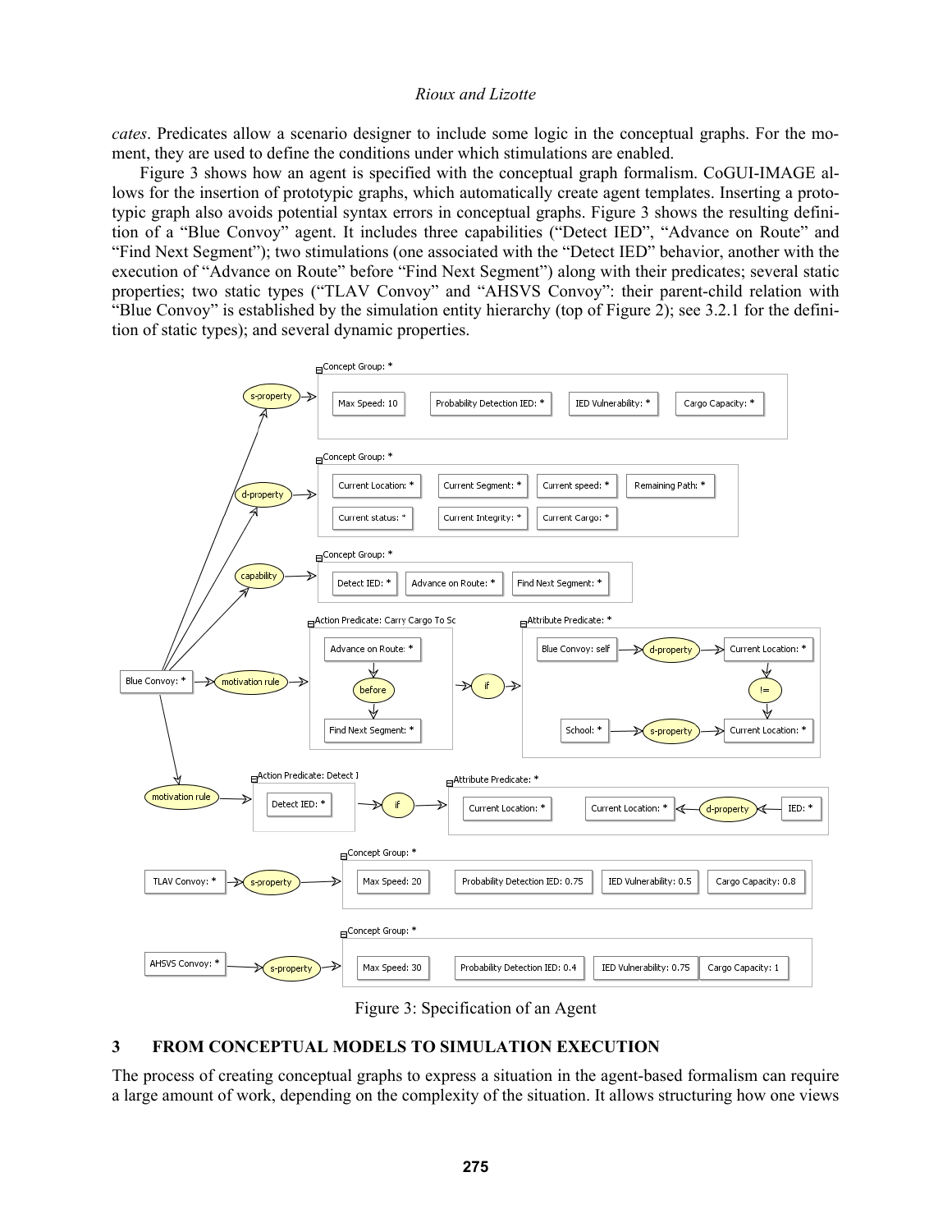*cates*. Predicates allow a scenario designer to include some logic in the conceptual graphs. For the moment, they are used to define the conditions under which stimulations are enabled.

Figure 3 shows how an agent is specified with the conceptual graph formalism. CoGUI-IMAGE allows for the insertion of prototypic graphs, which automatically create agent templates. Inserting a prototypic graph also avoids potential syntax errors in conceptual graphs. Figure 3 shows the resulting definition of a "Blue Convoy" agent. It includes three capabilities ("Detect IED", "Advance on Route" and "Find Next Segment"); two stimulations (one associated with the "Detect IED" behavior, another with the execution of "Advance on Route" before "Find Next Segment") along with their predicates; several static properties; two static types ("TLAV Convoy" and "AHSVS Convoy": their parent-child relation with "Blue Convoy" is established by the simulation entity hierarchy (top of Figure 2); see 3.2.1 for the definition of static types); and several dynamic properties.

Figure 3: Specification of an Agent

## 3 FROM CONCEPTUAL MODELS TO SIMULATION EXECUTION

The process of creating conceptual graphs to express a situation in the agent-based formalism can require a large amount of work, depending on the complexity of the situation. It allows structuring how one views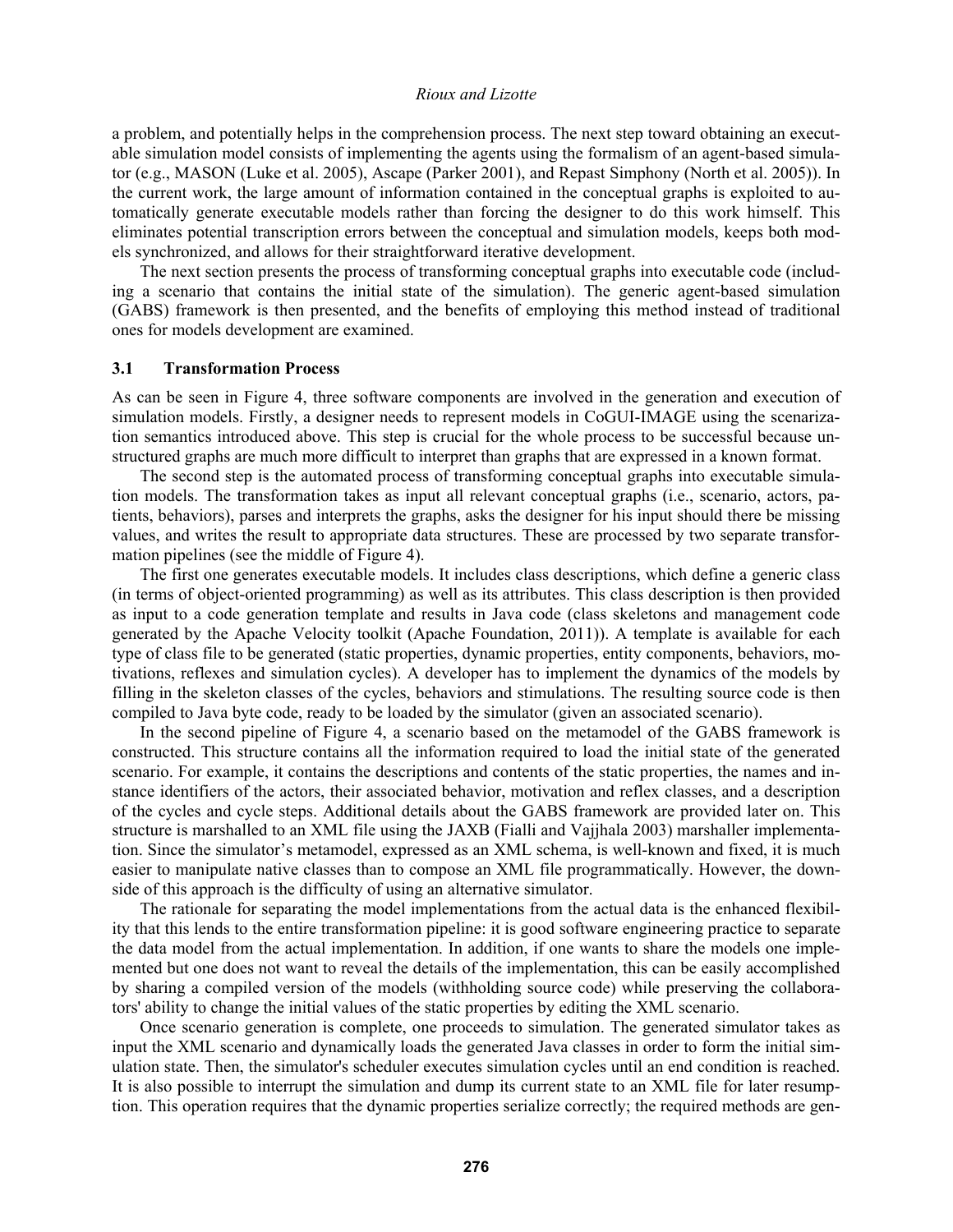a problem, and potentially helps in the comprehension process. The next step toward obtaining an executable simulation model consists of implementing the agents using the formalism of an agent-based simulator (e.g., MASON (Luke et al. 2005), Ascape (Parker 2001), and Repast Simphony (North et al. 2005)). In the current work, the large amount of information contained in the conceptual graphs is exploited to automatically generate executable models rather than forcing the designer to do this work himself. This eliminates potential transcription errors between the conceptual and simulation models, keeps both models synchronized, and allows for their straightforward iterative development.

The next section presents the process of transforming conceptual graphs into executable code (including a scenario that contains the initial state of the simulation). The generic agent-based simulation (GABS) framework is then presented, and the benefits of employing this method instead of traditional ones for models development are examined.

### 3.1 Transformation Process

As can be seen in Figure 4, three software components are involved in the generation and execution of simulation models. Firstly, a designer needs to represent models in CoGUI-IMAGE using the scenarization semantics introduced above. This step is crucial for the whole process to be successful because unstructured graphs are much more difficult to interpret than graphs that are expressed in a known format.

The second step is the automated process of transforming conceptual graphs into executable simulation models. The transformation takes as input all relevant conceptual graphs (i.e., scenario, actors, patients, behaviors), parses and interprets the graphs, asks the designer for his input should there be missing values, and writes the result to appropriate data structures. These are processed by two separate transformation pipelines (see the middle of Figure 4).

The first one generates executable models. It includes class descriptions, which define a generic class (in terms of object-oriented programming) as well as its attributes. This class description is then provided as input to a code generation template and results in Java code (class skeletons and management code generated by the Apache Velocity toolkit (Apache Foundation, 2011)). A template is available for each type of class file to be generated (static properties, dynamic properties, entity components, behaviors, motivations, reflexes and simulation cycles). A developer has to implement the dynamics of the models by filling in the skeleton classes of the cycles, behaviors and stimulations. The resulting source code is then compiled to Java byte code, ready to be loaded by the simulator (given an associated scenario).

In the second pipeline of Figure 4, a scenario based on the metamodel of the GABS framework is constructed. This structure contains all the information required to load the initial state of the generated scenario. For example, it contains the descriptions and contents of the static properties, the names and instance identifiers of the actors, their associated behavior, motivation and reflex classes, and a description of the cycles and cycle steps. Additional details about the GABS framework are provided later on. This structure is marshalled to an XML file using the JAXB (Fialli and Vajjhala 2003) marshaller implementation. Since the simulator's metamodel, expressed as an XML schema, is well-known and fixed, it is much easier to manipulate native classes than to compose an XML file programmatically. However, the downside of this approach is the difficulty of using an alternative simulator.

The rationale for separating the model implementations from the actual data is the enhanced flexibility that this lends to the entire transformation pipeline: it is good software engineering practice to separate the data model from the actual implementation. In addition, if one wants to share the models one implemented but one does not want to reveal the details of the implementation, this can be easily accomplished by sharing a compiled version of the models (withholding source code) while preserving the collaborators' ability to change the initial values of the static properties by editing the XML scenario.

Once scenario generation is complete, one proceeds to simulation. The generated simulator takes as input the XML scenario and dynamically loads the generated Java classes in order to form the initial simulation state. Then, the simulator's scheduler executes simulation cycles until an end condition is reached. It is also possible to interrupt the simulation and dump its current state to an XML file for later resumption. This operation requires that the dynamic properties serialize correctly; the required methods are gen-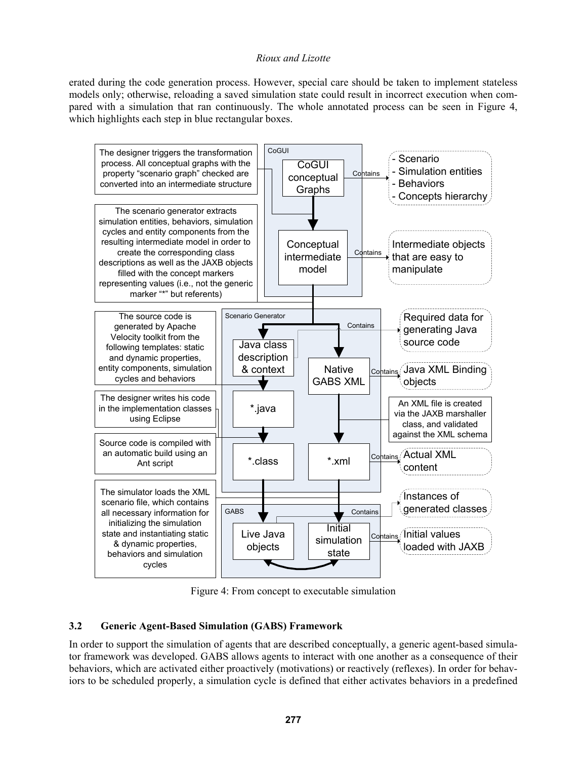erated during the code generation process. However, special care should be taken to implement stateless models only; otherwise, reloading a saved simulation state could result in incorrect execution when compared with a simulation that ran continuously. The whole annotated process can be seen in Figure 4, which highlights each step in blue rectangular boxes.

Figure 4: From concept to executable simulation

### 3.2 Generic Agent-Based Simulation (GABS) Framework

In order to support the simulation of agents that are described conceptually, a generic agent-based simulator framework was developed. GABS allows agents to interact with one another as a consequence of their behaviors, which are activated either proactively (motivations) or reactively (reflexes). In order for behaviors to be scheduled properly, a simulation cycle is defined that either activates behaviors in a predefined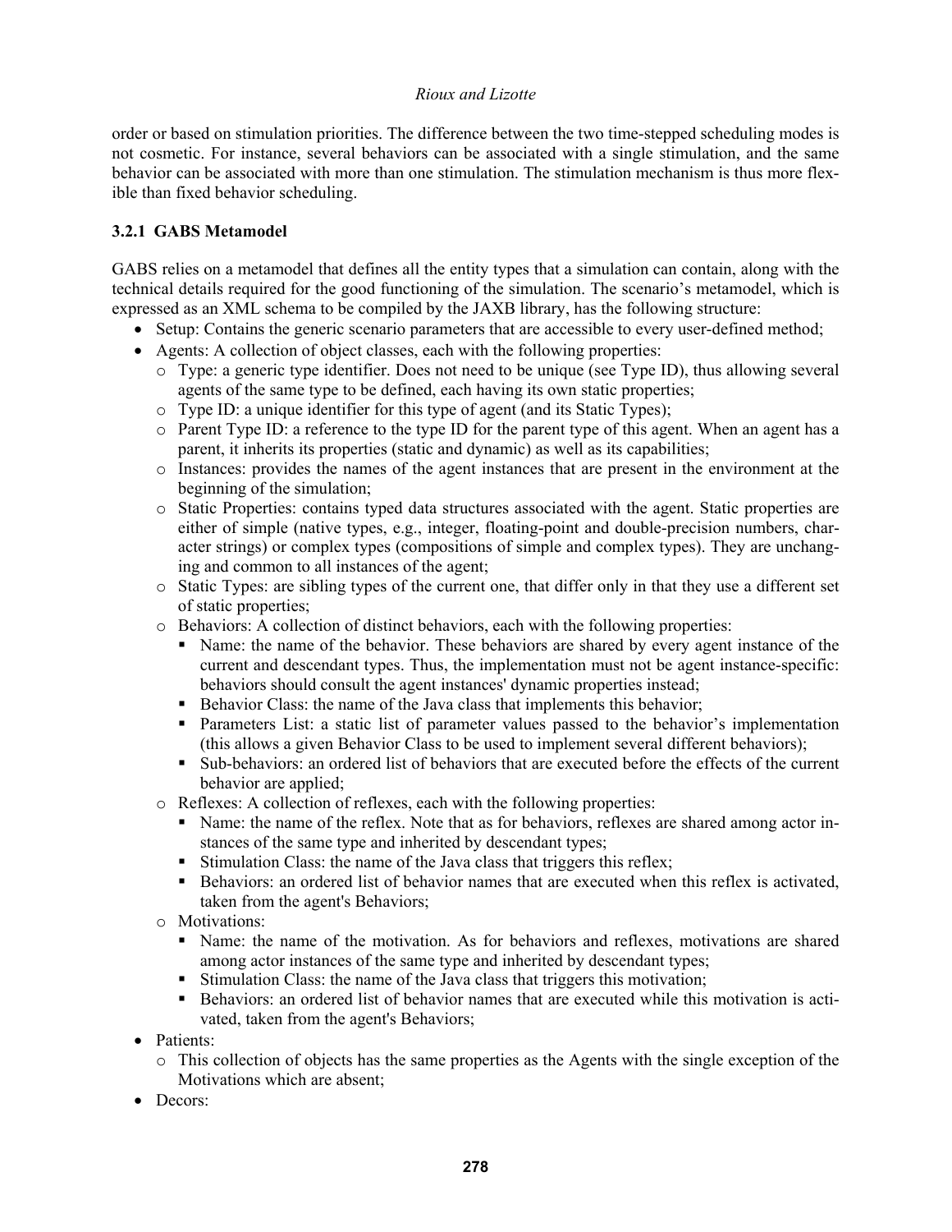order or based on stimulation priorities. The difference between the two time-stepped scheduling modes is not cosmetic. For instance, several behaviors can be associated with a single stimulation, and the same behavior can be associated with more than one stimulation. The stimulation mechanism is thus more flexible than fixed behavior scheduling.

### 3.2.1 GABS Metamodel

GABS relies on a metamodel that defines all the entity types that a simulation can contain, along with the technical details required for the good functioning of the simulation. The scenario's metamodel, which is expressed as an XML schema to be compiled by the JAXB library, has the following structure:

- Setup: Contains the generic scenario parameters that are accessible to every user-defined method;
- Agents: A collection of object classes, each with the following properties:
  - Type: a generic type identifier. Does not need to be unique (see Type ID), thus allowing several agents of the same type to be defined, each having its own static properties;
  - Type ID: a unique identifier for this type of agent (and its Static Types);
  - Parent Type ID: a reference to the type ID for the parent type of this agent. When an agent has a parent, it inherits its properties (static and dynamic) as well as its capabilities;
  - Instances: provides the names of the agent instances that are present in the environment at the beginning of the simulation;
  - Static Properties: contains typed data structures associated with the agent. Static properties are either of simple (native types, e.g., integer, floating-point and double-precision numbers, character strings) or complex types (compositions of simple and complex types). They are unchanging and common to all instances of the agent;
  - Static Types: are sibling types of the current one, that differ only in that they use a different set of static properties;
  - Behaviors: A collection of distinct behaviors, each with the following properties:
    - Name: the name of the behavior. These behaviors are shared by every agent instance of the current and descendant types. Thus, the implementation must not be agent instance-specific: behaviors should consult the agent instances' dynamic properties instead;
    - Behavior Class: the name of the Java class that implements this behavior;
    - Parameters List: a static list of parameter values passed to the behavior's implementation (this allows a given Behavior Class to be used to implement several different behaviors);
    - Sub-behaviors: an ordered list of behaviors that are executed before the effects of the current behavior are applied;
  - Reflexes: A collection of reflexes, each with the following properties:
    - Name: the name of the reflex. Note that as for behaviors, reflexes are shared among actor instances of the same type and inherited by descendant types;
    - Stimulation Class: the name of the Java class that triggers this reflex;
    - Behaviors: an ordered list of behavior names that are executed when this reflex is activated, taken from the agent's Behaviors;
  - Motivations:
    - Name: the name of the motivation. As for behaviors and reflexes, motivations are shared among actor instances of the same type and inherited by descendant types;
    - Stimulation Class: the name of the Java class that triggers this motivation;
    - Behaviors: an ordered list of behavior names that are executed while this motivation is activated, taken from the agent's Behaviors;
- Patients:
  - This collection of objects has the same properties as the Agents with the single exception of the Motivations which are absent;
- Decors: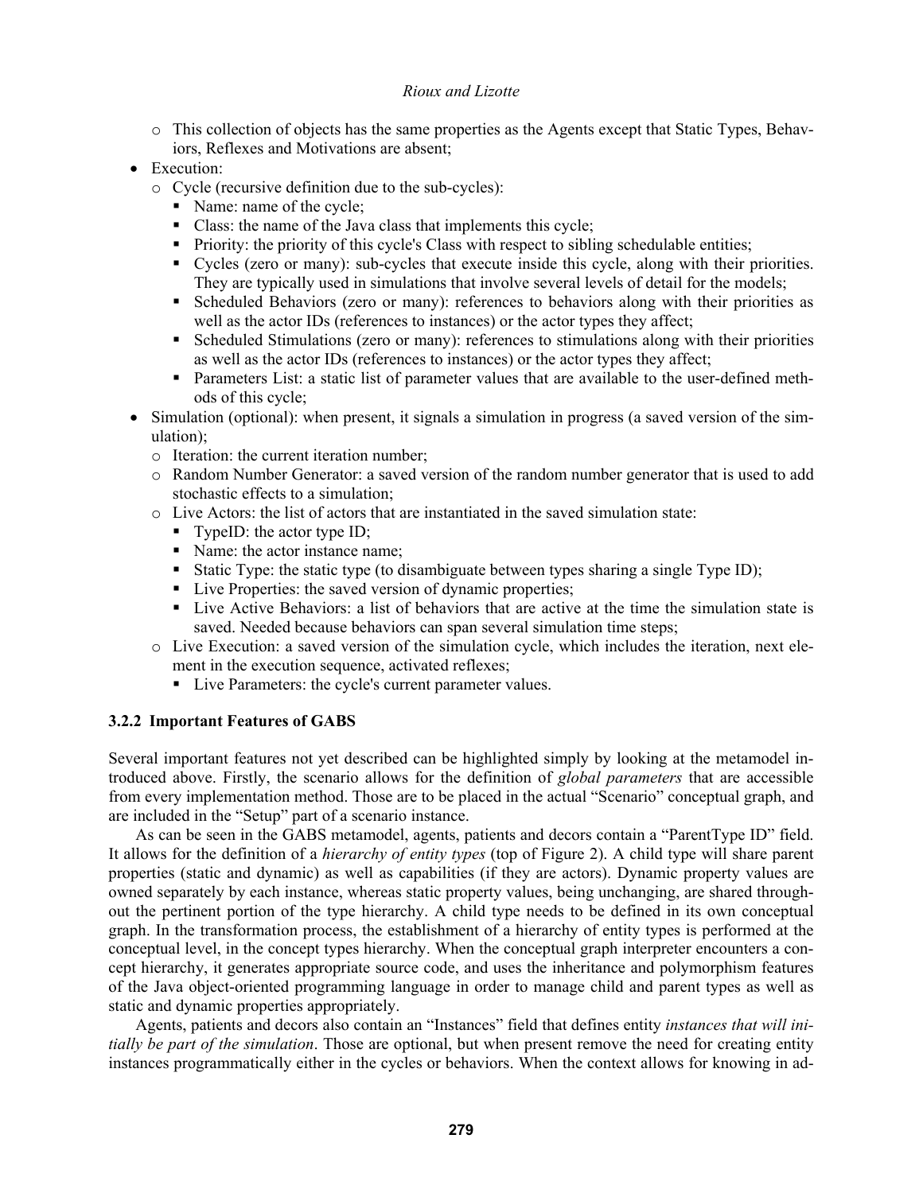- This collection of objects has the same properties as the Agents except that Static Types, Behaviors, Reflexes and Motivations are absent;
- Execution:
  - Cycle (recursive definition due to the sub-cycles):
    - Name: name of the cycle;
    - Class: the name of the Java class that implements this cycle;
    - Priority: the priority of this cycle's Class with respect to sibling schedulable entities;
    - Cycles (zero or many): sub-cycles that execute inside this cycle, along with their priorities. They are typically used in simulations that involve several levels of detail for the models;
    - Scheduled Behaviors (zero or many): references to behaviors along with their priorities as well as the actor IDs (references to instances) or the actor types they affect;
    - Scheduled Stimulations (zero or many): references to stimulations along with their priorities as well as the actor IDs (references to instances) or the actor types they affect;
    - Parameters List: a static list of parameter values that are available to the user-defined methods of this cycle;
- Simulation (optional): when present, it signals a simulation in progress (a saved version of the simulation);
  - Iteration: the current iteration number;
  - Random Number Generator: a saved version of the random number generator that is used to add stochastic effects to a simulation;
  - Live Actors: the list of actors that are instantiated in the saved simulation state:
    - TypeID: the actor type ID;
    - Name: the actor instance name;
    - Static Type: the static type (to disambiguate between types sharing a single Type ID);
    - Live Properties: the saved version of dynamic properties;
    - Live Active Behaviors: a list of behaviors that are active at the time the simulation state is saved. Needed because behaviors can span several simulation time steps;
  - Live Execution: a saved version of the simulation cycle, which includes the iteration, next element in the execution sequence, activated reflexes;
    - Live Parameters: the cycle's current parameter values.

### 3.2.2 Important Features of GABS

Several important features not yet described can be highlighted simply by looking at the metamodel introduced above. Firstly, the scenario allows for the definition of *global parameters* that are accessible from every implementation method. Those are to be placed in the actual "Scenario" conceptual graph, and are included in the "Setup" part of a scenario instance.

As can be seen in the GABS metamodel, agents, patients and decors contain a "ParentType ID" field. It allows for the definition of a *hierarchy of entity types* (top of Figure 2). A child type will share parent properties (static and dynamic) as well as capabilities (if they are actors). Dynamic property values are owned separately by each instance, whereas static property values, being unchanging, are shared throughout the pertinent portion of the type hierarchy. A child type needs to be defined in its own conceptual graph. In the transformation process, the establishment of a hierarchy of entity types is performed at the conceptual level, in the concept types hierarchy. When the conceptual graph interpreter encounters a concept hierarchy, it generates appropriate source code, and uses the inheritance and polymorphism features of the Java object-oriented programming language in order to manage child and parent types as well as static and dynamic properties appropriately.

Agents, patients and decors also contain an "Instances" field that defines entity *instances that will initially be part of the simulation*. Those are optional, but when present remove the need for creating entity instances programmatically either in the cycles or behaviors. When the context allows for knowing in ad-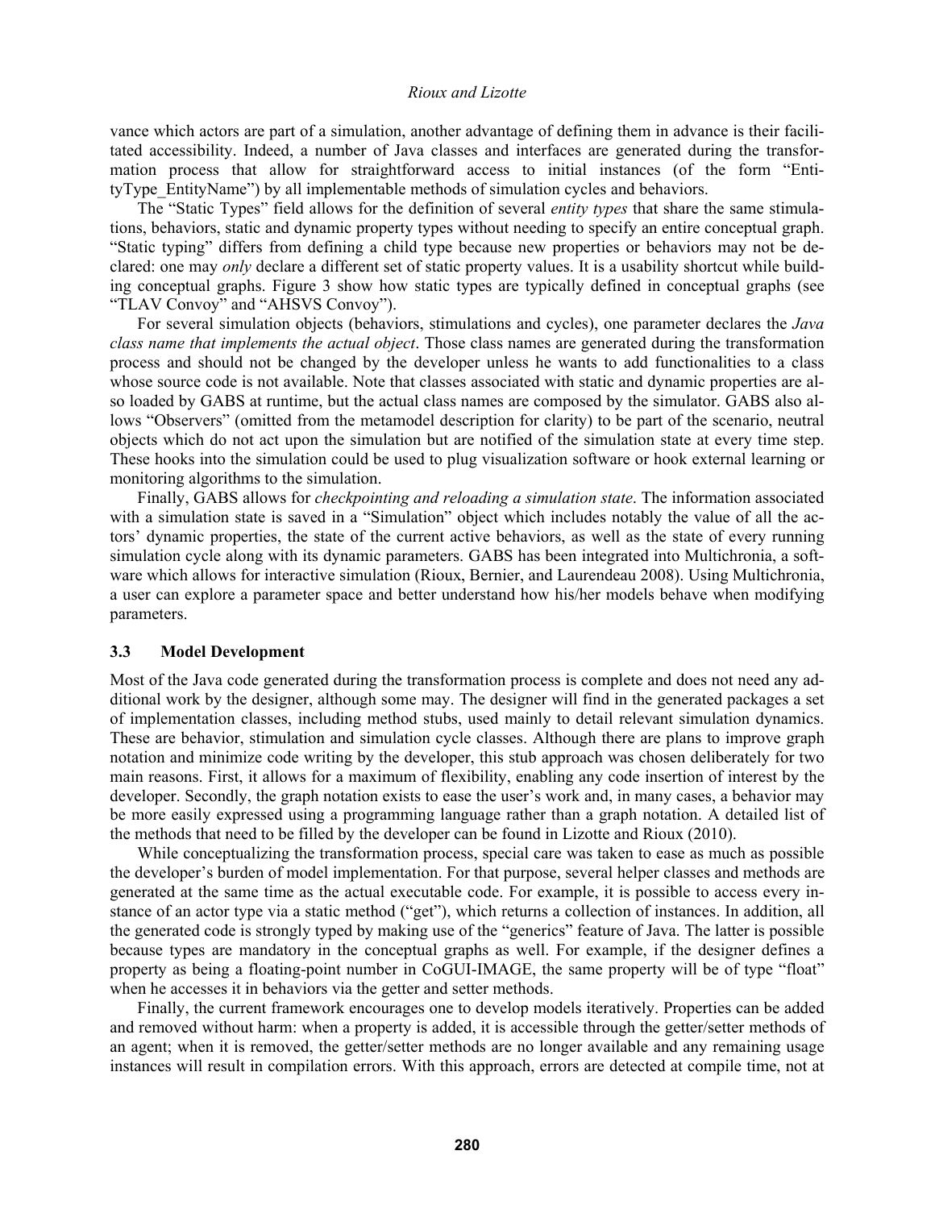vance which actors are part of a simulation, another advantage of defining them in advance is their facilitated accessibility. Indeed, a number of Java classes and interfaces are generated during the transformation process that allow for straightforward access to initial instances (of the form "EntityType_EntityName") by all implementable methods of simulation cycles and behaviors.

The "Static Types" field allows for the definition of several *entity types* that share the same stimulations, behaviors, static and dynamic property types without needing to specify an entire conceptual graph. "Static typing" differs from defining a child type because new properties or behaviors may not be declared: one may *only* declare a different set of static property values. It is a usability shortcut while building conceptual graphs. Figure 3 show how static types are typically defined in conceptual graphs (see "TLAV Convoy" and "AHSVS Convoy").

For several simulation objects (behaviors, stimulations and cycles), one parameter declares the *Java class name that implements the actual object*. Those class names are generated during the transformation process and should not be changed by the developer unless he wants to add functionalities to a class whose source code is not available. Note that classes associated with static and dynamic properties are also loaded by GABS at runtime, but the actual class names are composed by the simulator. GABS also allows "Observers" (omitted from the metamodel description for clarity) to be part of the scenario, neutral objects which do not act upon the simulation but are notified of the simulation state at every time step. These hooks into the simulation could be used to plug visualization software or hook external learning or monitoring algorithms to the simulation.

Finally, GABS allows for *checkpointing and reloading a simulation state*. The information associated with a simulation state is saved in a "Simulation" object which includes notably the value of all the actors' dynamic properties, the state of the current active behaviors, as well as the state of every running simulation cycle along with its dynamic parameters. GABS has been integrated into Multichronia, a software which allows for interactive simulation (Rioux, Bernier, and Laurendeau 2008). Using Multichronia, a user can explore a parameter space and better understand how his/her models behave when modifying parameters.

### 3.3 Model Development

Most of the Java code generated during the transformation process is complete and does not need any additional work by the designer, although some may. The designer will find in the generated packages a set of implementation classes, including method stubs, used mainly to detail relevant simulation dynamics. These are behavior, stimulation and simulation cycle classes. Although there are plans to improve graph notation and minimize code writing by the developer, this stub approach was chosen deliberately for two main reasons. First, it allows for a maximum of flexibility, enabling any code insertion of interest by the developer. Secondly, the graph notation exists to ease the user's work and, in many cases, a behavior may be more easily expressed using a programming language rather than a graph notation. A detailed list of the methods that need to be filled by the developer can be found in Lizotte and Rioux (2010).

While conceptualizing the transformation process, special care was taken to ease as much as possible the developer's burden of model implementation. For that purpose, several helper classes and methods are generated at the same time as the actual executable code. For example, it is possible to access every instance of an actor type via a static method ("get"), which returns a collection of instances. In addition, all the generated code is strongly typed by making use of the "generics" feature of Java. The latter is possible because types are mandatory in the conceptual graphs as well. For example, if the designer defines a property as being a floating-point number in CoGUI-IMAGE, the same property will be of type "float" when he accesses it in behaviors via the getter and setter methods.

Finally, the current framework encourages one to develop models iteratively. Properties can be added and removed without harm: when a property is added, it is accessible through the getter/setter methods of an agent; when it is removed, the getter/setter methods are no longer available and any remaining usage instances will result in compilation errors. With this approach, errors are detected at compile time, not at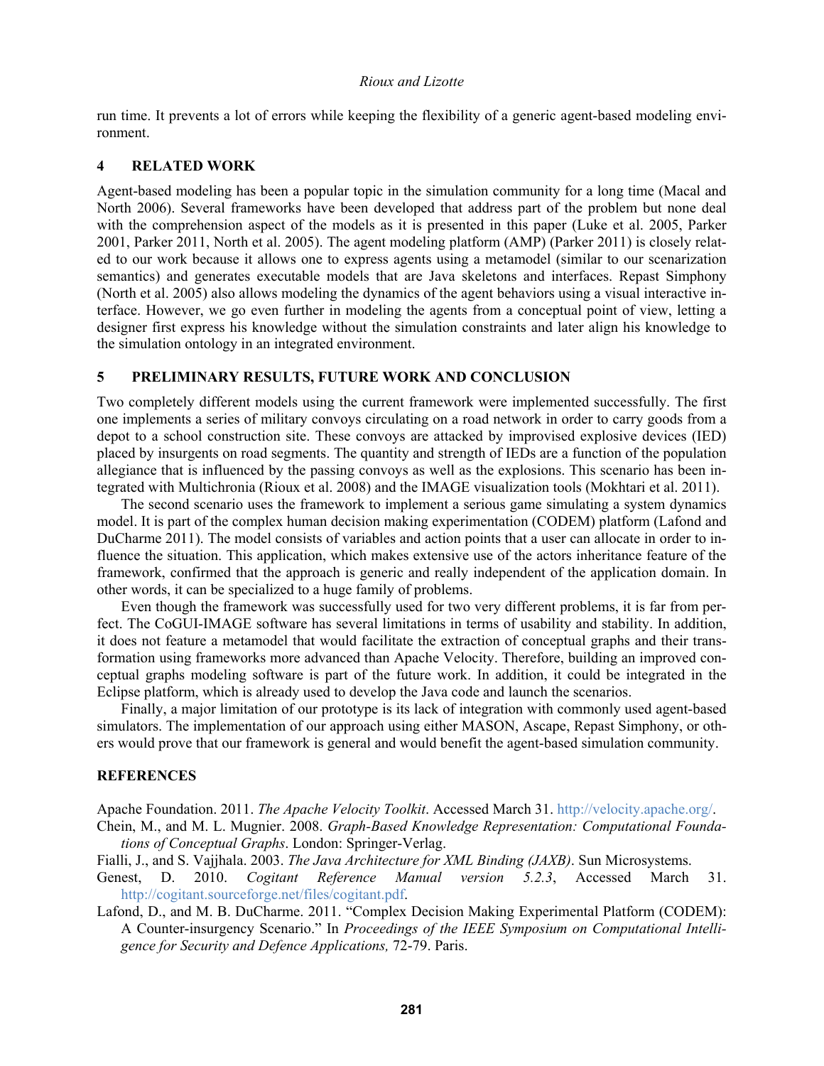run time. It prevents a lot of errors while keeping the flexibility of a generic agent-based modeling environment.

## 4 RELATED WORK

Agent-based modeling has been a popular topic in the simulation community for a long time (Macal and North 2006). Several frameworks have been developed that address part of the problem but none deal with the comprehension aspect of the models as it is presented in this paper (Luke et al. 2005, Parker 2001, Parker 2011, North et al. 2005). The agent modeling platform (AMP) (Parker 2011) is closely related to our work because it allows one to express agents using a metamodel (similar to our scenarization semantics) and generates executable models that are Java skeletons and interfaces. Repast Simphony (North et al. 2005) also allows modeling the dynamics of the agent behaviors using a visual interactive interface. However, we go even further in modeling the agents from a conceptual point of view, letting a designer first express his knowledge without the simulation constraints and later align his knowledge to the simulation ontology in an integrated environment.

## 5 PRELIMINARY RESULTS, FUTURE WORK AND CONCLUSION

Two completely different models using the current framework were implemented successfully. The first one implements a series of military convoys circulating on a road network in order to carry goods from a depot to a school construction site. These convoys are attacked by improvised explosive devices (IED) placed by insurgents on road segments. The quantity and strength of IEDs are a function of the population allegiance that is influenced by the passing convoys as well as the explosions. This scenario has been integrated with Multichronia (Rioux et al. 2008) and the IMAGE visualization tools (Mokhtari et al. 2011).

The second scenario uses the framework to implement a serious game simulating a system dynamics model. It is part of the complex human decision making experimentation (CODEM) platform (Lafond and DuCharme 2011). The model consists of variables and action points that a user can allocate in order to influence the situation. This application, which makes extensive use of the actors inheritance feature of the framework, confirmed that the approach is generic and really independent of the application domain. In other words, it can be specialized to a huge family of problems.

Even though the framework was successfully used for two very different problems, it is far from perfect. The CoGUI-IMAGE software has several limitations in terms of usability and stability. In addition, it does not feature a metamodel that would facilitate the extraction of conceptual graphs and their transformation using frameworks more advanced than Apache Velocity. Therefore, building an improved conceptual graphs modeling software is part of the future work. In addition, it could be integrated in the Eclipse platform, which is already used to develop the Java code and launch the scenarios.

Finally, a major limitation of our prototype is its lack of integration with commonly used agent-based simulators. The implementation of our approach using either MASON, Ascape, Repast Simphony, or others would prove that our framework is general and would benefit the agent-based simulation community.

## REFERENCES

Apache Foundation. 2011. *The Apache Velocity Toolkit*. Accessed March 31. http://velocity.apache.org/.

Chein, M., and M. L. Mugnier. 2008. *Graph-Based Knowledge Representation: Computational Foundations of Conceptual Graphs*. London: Springer-Verlag.

Fialli, J., and S. Vajjhala. 2003. *The Java Architecture for XML Binding (JAXB)*. Sun Microsystems.

Genest, D. 2010. *Cogitant Reference Manual version 5.2.3*, Accessed March 31. http://cogitant.sourceforge.net/files/cogitant.pdf.

Lafond, D., and M. B. DuCharme. 2011. "Complex Decision Making Experimental Platform (CODEM): A Counter-insurgency Scenario." In *Proceedings of the IEEE Symposium on Computational Intelligence for Security and Defence Applications,* 72-79. Paris.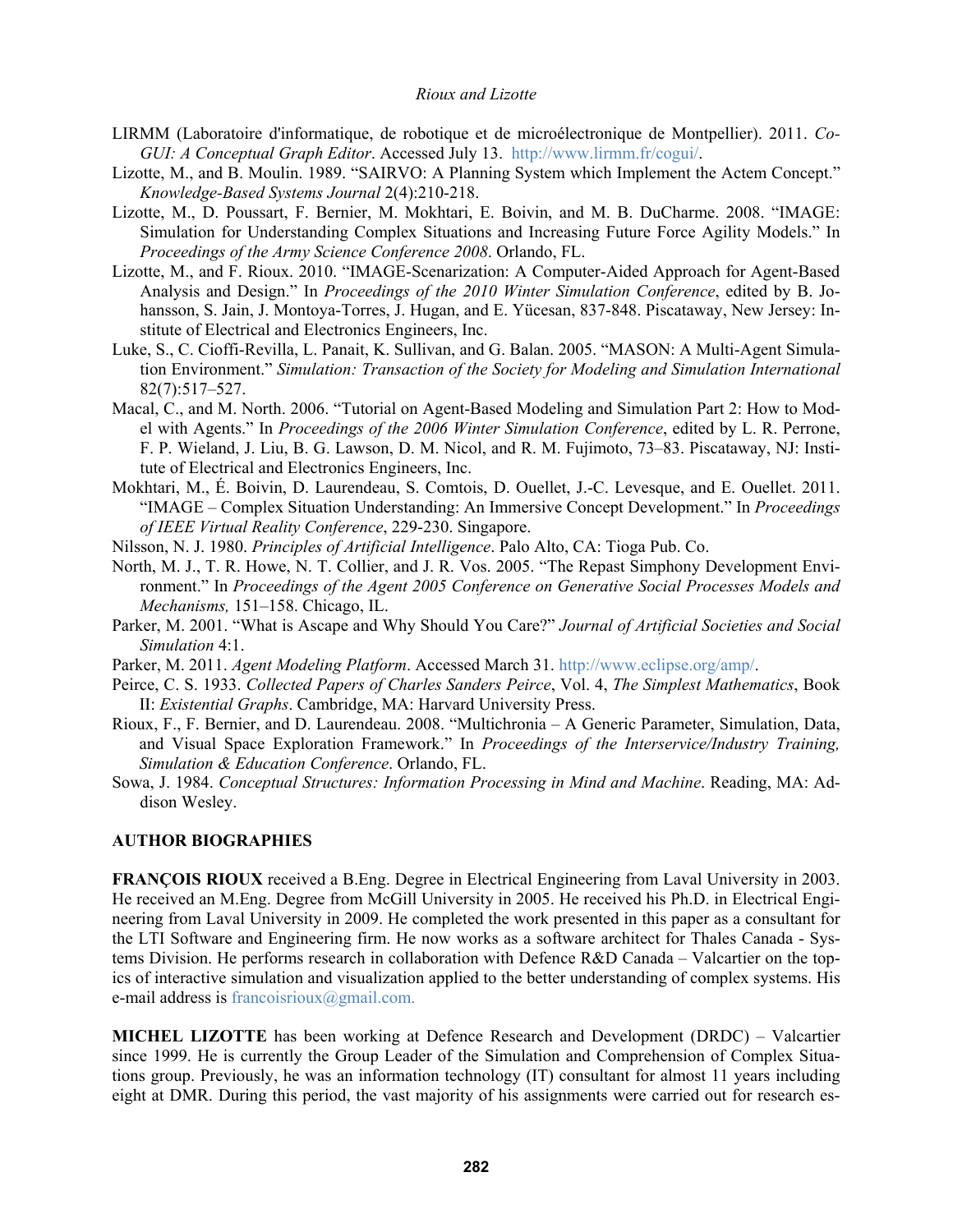LIRMM (Laboratoire d'informatique, de robotique et de microélectronique de Montpellier). 2011. *CoGUI: A Conceptual Graph Editor*. Accessed July 13. http://www.lirmm.fr/cogui/.

Lizotte, M., and B. Moulin. 1989. "SAIRVO: A Planning System which Implement the Actem Concept." *Knowledge-Based Systems Journal* 2(4):210-218.

Lizotte, M., D. Poussart, F. Bernier, M. Mokhtari, E. Boivin, and M. B. DuCharme. 2008. "IMAGE: Simulation for Understanding Complex Situations and Increasing Future Force Agility Models." In *Proceedings of the Army Science Conference 2008*. Orlando, FL.

Lizotte, M., and F. Rioux. 2010. "IMAGE-Scenarization: A Computer-Aided Approach for Agent-Based Analysis and Design." In *Proceedings of the 2010 Winter Simulation Conference*, edited by B. Johansson, S. Jain, J. Montoya-Torres, J. Hugan, and E. Yücesan, 837-848. Piscataway, New Jersey: Institute of Electrical and Electronics Engineers, Inc.

Luke, S., C. Cioffi-Revilla, L. Panait, K. Sullivan, and G. Balan. 2005. "MASON: A Multi-Agent Simulation Environment." *Simulation: Transaction of the Society for Modeling and Simulation International* 82(7):517–527.

Macal, C., and M. North. 2006. "Tutorial on Agent-Based Modeling and Simulation Part 2: How to Model with Agents." In *Proceedings of the 2006 Winter Simulation Conference*, edited by L. R. Perrone, F. P. Wieland, J. Liu, B. G. Lawson, D. M. Nicol, and R. M. Fujimoto, 73–83. Piscataway, NJ: Institute of Electrical and Electronics Engineers, Inc.

Mokhtari, M., É. Boivin, D. Laurendeau, S. Comtois, D. Ouellet, J.-C. Levesque, and E. Ouellet. 2011. "IMAGE – Complex Situation Understanding: An Immersive Concept Development." In *Proceedings of IEEE Virtual Reality Conference*, 229-230. Singapore.

Nilsson, N. J. 1980. *Principles of Artificial Intelligence*. Palo Alto, CA: Tioga Pub. Co.

North, M. J., T. R. Howe, N. T. Collier, and J. R. Vos. 2005. "The Repast Simphony Development Environment." In *Proceedings of the Agent 2005 Conference on Generative Social Processes Models and Mechanisms,* 151–158. Chicago, IL.

Parker, M. 2001. "What is Ascape and Why Should You Care?" *Journal of Artificial Societies and Social Simulation* 4:1.

Parker, M. 2011. *Agent Modeling Platform*. Accessed March 31. http://www.eclipse.org/amp/.

Peirce, C. S. 1933. *Collected Papers of Charles Sanders Peirce*, Vol. 4, *The Simplest Mathematics*, Book II: *Existential Graphs*. Cambridge, MA: Harvard University Press.

Rioux, F., F. Bernier, and D. Laurendeau. 2008. "Multichronia – A Generic Parameter, Simulation, Data, and Visual Space Exploration Framework." In *Proceedings of the Interservice/Industry Training, Simulation & Education Conference*. Orlando, FL.

Sowa, J. 1984. *Conceptual Structures: Information Processing in Mind and Machine*. Reading, MA: Addison Wesley.

## AUTHOR BIOGRAPHIES

**FRANÇOIS RIOUX** received a B.Eng. Degree in Electrical Engineering from Laval University in 2003. He received an M.Eng. Degree from McGill University in 2005. He received his Ph.D. in Electrical Engineering from Laval University in 2009. He completed the work presented in this paper as a consultant for the LTI Software and Engineering firm. He now works as a software architect for Thales Canada - Systems Division. He performs research in collaboration with Defence R&D Canada – Valcartier on the topics of interactive simulation and visualization applied to the better understanding of complex systems. His e-mail address is francoisrioux@gmail.com.

**MICHEL LIZOTTE** has been working at Defence Research and Development (DRDC) – Valcartier since 1999. He is currently the Group Leader of the Simulation and Comprehension of Complex Situations group. Previously, he was an information technology (IT) consultant for almost 11 years including eight at DMR. During this period, the vast majority of his assignments were carried out for research es-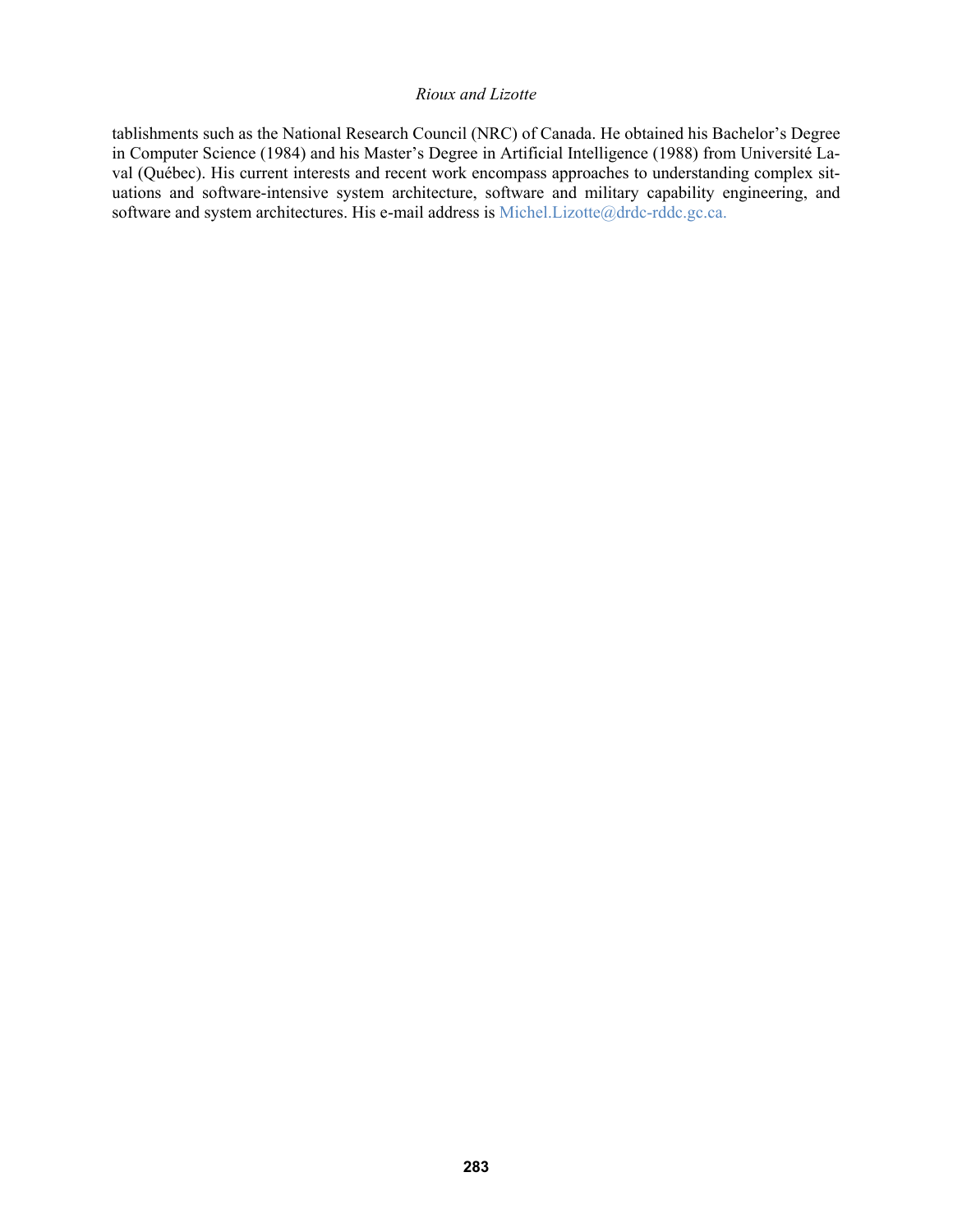tablishments such as the National Research Council (NRC) of Canada. He obtained his Bachelor's Degree in Computer Science (1984) and his Master's Degree in Artificial Intelligence (1988) from Université Laval (Québec). His current interests and recent work encompass approaches to understanding complex situations and software-intensive system architecture, software and military capability engineering, and software and system architectures. His e-mail address is Michel.Lizotte@drdc-rddc.gc.ca.